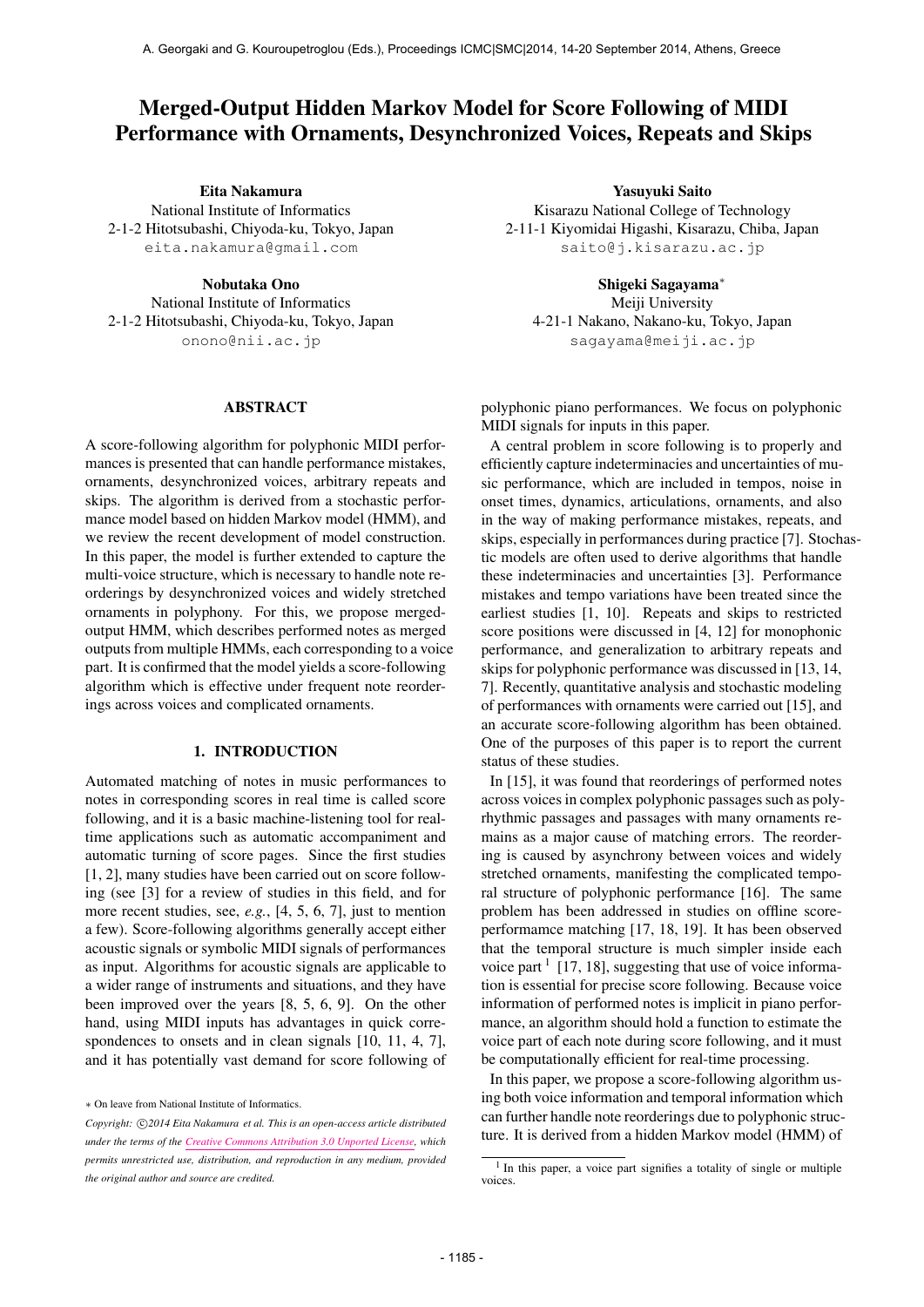# Merged-Output Hidden Markov Model for Score Following of MIDI Performance with Ornaments, Desynchronized Voices, Repeats and Skips

**Eita Nakamura**
National Institute of Informatics
2-1-2 Hitotsubashi, Chiyoda-ku, Tokyo, Japan
eita.nakamura@gmail.com

**Yasuyuki Saito**
Kisarazu National College of Technology
2-11-1 Kiyomidai Higashi, Kisarazu, Chiba, Japan
saito@j.kisarazu.ac.jp

**Nobutaka Ono**
National Institute of Informatics
2-1-2 Hitotsubashi, Chiyoda-ku, Tokyo, Japan
onono@nii.ac.jp

**Shigeki Sagayama**[∗]
Meiji University
4-21-1 Nakano, Nakano-ku, Tokyo, Japan
sagayama@meiji.ac.jp

## ABSTRACT

A score-following algorithm for polyphonic MIDI performances is presented that can handle performance mistakes, ornaments, desynchronized voices, arbitrary repeats and skips. The algorithm is derived from a stochastic performance model based on hidden Markov model (HMM), and we review the recent development of model construction. In this paper, the model is further extended to capture the multi-voice structure, which is necessary to handle note reorderings by desynchronized voices and widely stretched ornaments in polyphony. For this, we propose merged-output HMM, which describes performed notes as merged outputs from multiple HMMs, each corresponding to a voice part. It is confirmed that the model yields a score-following algorithm which is effective under frequent note reorderings across voices and complicated ornaments.

## 1. INTRODUCTION

Automated matching of notes in music performances to notes in corresponding scores in real time is called score following, and it is a basic machine-listening tool for real-time applications such as automatic accompaniment and automatic turning of score pages. Since the first studies [1, 2], many studies have been carried out on score following (see [3] for a review of studies in this field, and for more recent studies, see, *e.g.*, [4, 5, 6, 7], just to mention a few). Score-following algorithms generally accept either acoustic signals or symbolic MIDI signals of performances as input. Algorithms for acoustic signals are applicable to a wider range of instruments and situations, and they have been improved over the years [8, 5, 6, 9]. On the other hand, using MIDI inputs has advantages in quick correspondences to onsets and in clean signals [10, 11, 4, 7], and it has potentially vast demand for score following of polyphonic piano performances. We focus on polyphonic MIDI signals for inputs in this paper.

A central problem in score following is to properly and efficiently capture indeterminacies and uncertainties of music performance, which are included in tempos, noise in onset times, dynamics, articulations, ornaments, and also in the way of making performance mistakes, repeats, and skips, especially in performances during practice [7]. Stochastic models are often used to derive algorithms that handle these indeterminacies and uncertainties [3]. Performance mistakes and tempo variations have been treated since the earliest studies [1, 10]. Repeats and skips to restricted score positions were discussed in [4, 12] for monophonic performance, and generalization to arbitrary repeats and skips for polyphonic performance was discussed in [13, 14, 7]. Recently, quantitative analysis and stochastic modeling of performances with ornaments were carried out [15], and an accurate score-following algorithm has been obtained. One of the purposes of this paper is to report the current status of these studies.

In [15], it was found that reorderings of performed notes across voices in complex polyphonic passages such as polyrhythmic passages and passages with many ornaments remains as a major cause of matching errors. The reordering is caused by asynchrony between voices and widely stretched ornaments, manifesting the complicated temporal structure of polyphonic performance [16]. The same problem has been addressed in studies on offline score-performamce matching [17, 18, 19]. It has been observed that the temporal structure is much simpler inside each voice part [1] [17, 18], suggesting that use of voice information is essential for precise score following. Because voice information of performed notes is implicit in piano performance, an algorithm should hold a function to estimate the voice part of each note during score following, and it must be computationally efficient for real-time processing.

In this paper, we propose a score-following algorithm using both voice information and temporal information which can further handle note reorderings due to polyphonic structure. It is derived from a hidden Markov model (HMM) of

[1] In this paper, a voice part signifies a totality of single or multiple voices.

∗ On leave from National Institute of Informatics.

*Copyright: ©2014 Eita Nakamura et al. This is an open-access article distributed under the terms of the Creative Commons Attribution 3.0 Unported License, which permits unrestricted use, distribution, and reproduction in any medium, provided the original author and source are credited.*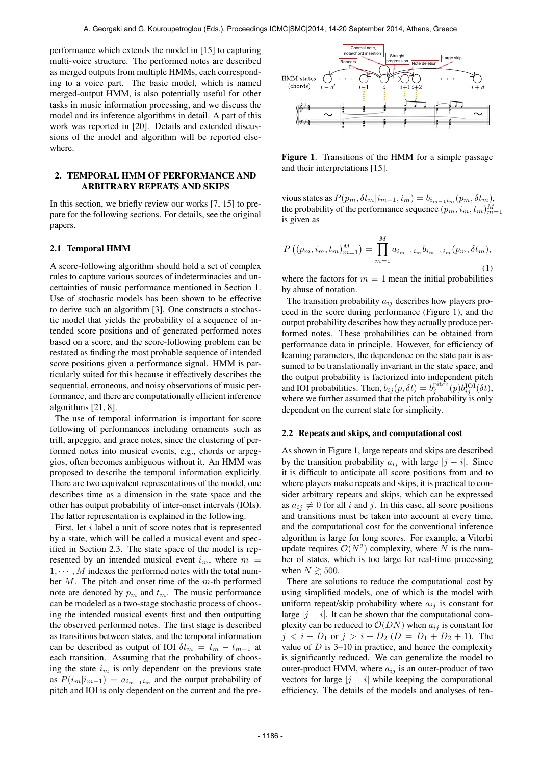performance which extends the model in [15] to capturing multi-voice structure. The performed notes are described as merged outputs from multiple HMMs, each corresponding to a voice part. The basic model, which is named merged-output HMM, is also potentially useful for other tasks in music information processing, and we discuss the model and its inference algorithms in detail. A part of this work was reported in [20]. Details and extended discussions of the model and algorithm will be reported elsewhere.

## 2. TEMPORAL HMM OF PERFORMANCE AND ARBITRARY REPEATS AND SKIPS

In this section, we briefly review our works [7, 15] to prepare for the following sections. For details, see the original papers.

### 2.1 Temporal HMM

A score-following algorithm should hold a set of complex rules to capture various sources of indeterminacies and uncertainties of music performance mentioned in Section 1. Use of stochastic models has been shown to be effective to derive such an algorithm [3]. One constructs a stochastic model that yields the probability of a sequence of intended score positions and of generated performed notes based on a score, and the score-following problem can be restated as finding the most probable sequence of intended score positions given a performance signal. HMM is particularly suited for this because it effectively describes the sequential, erroneous, and noisy observations of music performance, and there are computationally efficient inference algorithms [21, 8].

The use of temporal information is important for score following of performances including ornaments such as trill, arpeggio, and grace notes, since the clustering of performed notes into musical events, e.g., chords or arpeggios, often becomes ambiguous without it. An HMM was proposed to describe the temporal information explicitly. There are two equivalent representations of the model, one describes time as a dimension in the state space and the other has output probability of inter-onset intervals (IOIs). The latter representation is explained in the following.

First, let $i$ label a unit of score notes that is represented by a state, which will be called a musical event and specified in Section 2.3. The state space of the model is represented by an intended musical event $i_m$, where $m = 1, \cdots, M$ indexes the performed notes with the total number $M$. The pitch and onset time of the $m$-th performed note are denoted by $p_m$ and $t_m$. The music performance can be modeled as a two-stage stochastic process of choosing the intended musical events first and then outputting the observed performed notes. The first stage is described as transitions between states, and the temporal information can be described as output of IOI $\delta t_m = t_m - t_{m-1}$ at each transition. Assuming that the probability of choosing the state $i_m$ is only dependent on the previous state as $P(i_m|i_{m-1}) = a_{i_{m-1}i_m}$ and the output probability of pitch and IOI is only dependent on the current and the previous states as $P(p_m, \delta t_m|i_{m-1}, i_m) = b_{i_{m-1}i_m}(p_m, \delta t_m)$, the probability of the performance sequence $(p_m, i_m, t_m)_{m=1}^{M}$ is given as

$$P\left((p_m, i_m, t_m)_{m=1}^{M}\right) = \prod_{m=1}^{M} a_{i_{m-1}i_m} b_{i_{m-1}i_m}(p_m, \delta t_m), \tag{1}$$

where the factors for $m = 1$ mean the initial probabilities by abuse of notation.

Figure 1. Transitions of the HMM for a simple passage and their interpretations [15].

The transition probability $a_{ij}$ describes how players proceed in the score during performance (Figure 1), and the output probability describes how they actually produce performed notes. These probabilities can be obtained from performance data in principle. However, for efficiency of learning parameters, the dependence on the state pair is assumed to be translationally invariant in the state space, and the output probability is factorized into independent pitch and IOI probabilities. Then, $b_{ij}(p, \delta t) = b_j^{\text{pitch}}(p) b_{ij}^{\text{IOI}}(\delta t)$, where we further assumed that the pitch probability is only dependent on the current state for simplicity.

### 2.2 Repeats and skips, and computational cost

As shown in Figure 1, large repeats and skips are described by the transition probability $a_{ij}$ with large $|j - i|$. Since it is difficult to anticipate all score positions from and to where players make repeats and skips, it is practical to consider arbitrary repeats and skips, which can be expressed as $a_{ij} \neq 0$ for all $i$ and $j$. In this case, all score positions and transitions must be taken into account at every time, and the computational cost for the conventional inference algorithm is large for long scores. For example, a Viterbi update requires $\mathcal{O}(N^2)$ complexity, where $N$ is the number of states, which is too large for real-time processing when $N \gtrsim 500$.

There are solutions to reduce the computational cost by using simplified models, one of which is the model with uniform repeat/skip probability where $a_{ij}$ is constant for large $|j - i|$. It can be shown that the computational complexity can be reduced to $\mathcal{O}(DN)$ when $a_{ij}$ is constant for $j < i - D_1$ or $j > i + D_2$ ($D = D_1 + D_2 + 1$). The value of $D$ is 3–10 in practice, and hence the complexity is significantly reduced. We can generalize the model to outer-product HMM, where $a_{ij}$ is an outer-product of two vectors for large $|j - i|$ while keeping the computational efficiency. The details of the models and analyses of ten-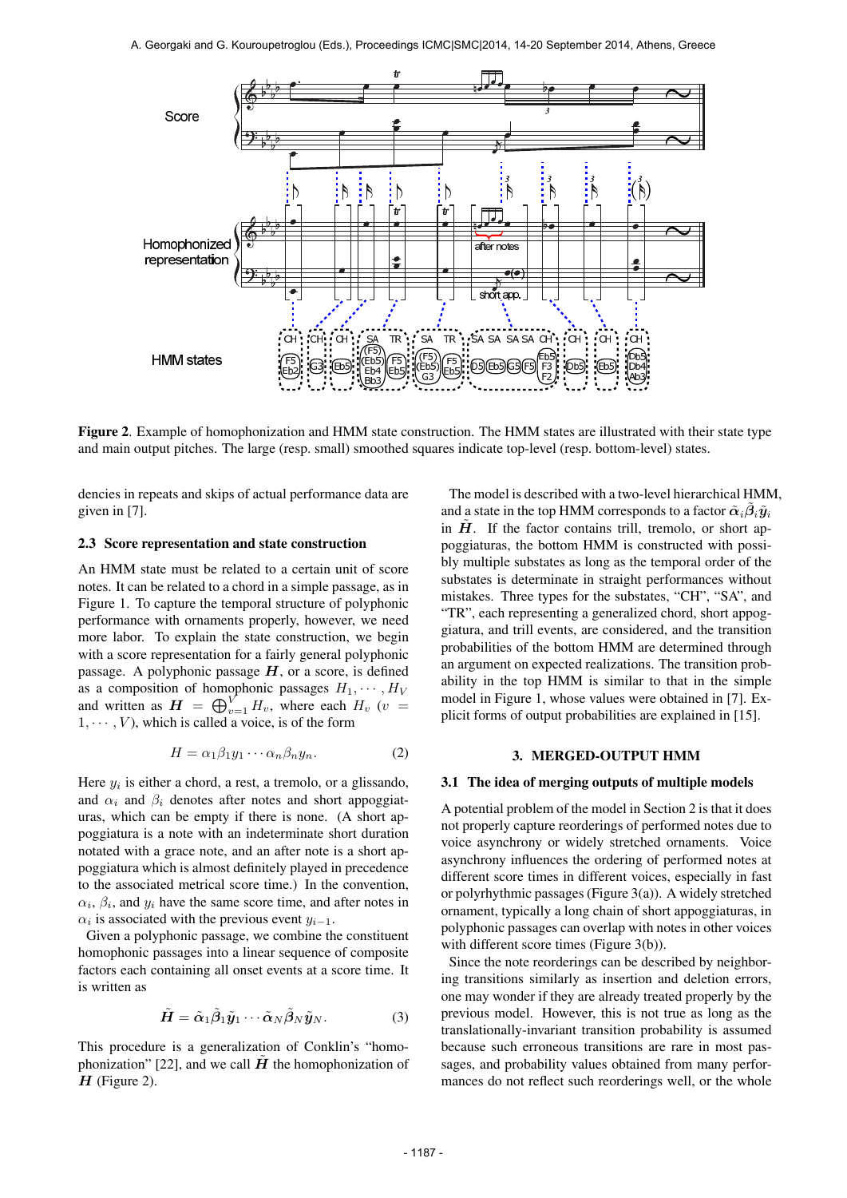**Figure 2**. Example of homophonization and HMM state construction. The HMM states are illustrated with their state type and main output pitches. The large (resp. small) smoothed squares indicate top-level (resp. bottom-level) states.

dencies in repeats and skips of actual performance data are given in [7].

### 2.3 Score representation and state construction

An HMM state must be related to a certain unit of score notes. It can be related to a chord in a simple passage, as in Figure 1. To capture the temporal structure of polyphonic performance with ornaments properly, however, we need more labor. To explain the state construction, we begin with a score representation for a fairly general polyphonic passage. A polyphonic passage $\boldsymbol{H}$, or a score, is defined as a composition of homophonic passages $H_1, \cdots, H_V$ and written as $\boldsymbol{H} = \bigoplus_{v=1}^{V} H_v$, where each $H_v$ ($v = 1, \cdots, V$), which is called a voice, is of the form

$$H = \alpha_1 \beta_1 y_1 \cdots \alpha_n \beta_n y_n. \tag{2}$$

Here $y_i$ is either a chord, a rest, a tremolo, or a glissando, and $\alpha_i$ and $\beta_i$ denotes after notes and short appoggiaturas, which can be empty if there is none. (A short appoggiatura is a note with an indeterminate short duration notated with a grace note, and an after note is a short appoggiatura which is almost definitely played in precedence to the associated metrical score time.) In the convention, $\alpha_i$, $\beta_i$, and $y_i$ have the same score time, and after notes in $\alpha_i$ is associated with the previous event $y_{i-1}$.

Given a polyphonic passage, we combine the constituent homophonic passages into a linear sequence of composite factors each containing all onset events at a score time. It is written as

$$\tilde{\boldsymbol{H}} = \tilde{\boldsymbol{\alpha}}_1 \tilde{\boldsymbol{\beta}}_1 \tilde{\boldsymbol{y}}_1 \cdots \tilde{\boldsymbol{\alpha}}_N \tilde{\boldsymbol{\beta}}_N \tilde{\boldsymbol{y}}_N. \tag{3}$$

This procedure is a generalization of Conklin's "homophonization" [22], and we call $\tilde{\boldsymbol{H}}$ the homophonization of $\boldsymbol{H}$ (Figure 2).

The model is described with a two-level hierarchical HMM, and a state in the top HMM corresponds to a factor $\tilde{\boldsymbol{\alpha}}_i \tilde{\boldsymbol{\beta}}_i \tilde{\boldsymbol{y}}_i$ in $\tilde{\boldsymbol{H}}$. If the factor contains trill, tremolo, or short appoggiaturas, the bottom HMM is constructed with possibly multiple substates as long as the temporal order of the substates is determinate in straight performances without mistakes. Three types for the substates, "CH", "SA", and "TR", each representing a generalized chord, short appoggiatura, and trill events, are considered, and the transition probabilities of the bottom HMM are determined through an argument on expected realizations. The transition probability in the top HMM is similar to that in the simple model in Figure 1, whose values were obtained in [7]. Explicit forms of output probabilities are explained in [15].

## 3. MERGED-OUTPUT HMM

### 3.1 The idea of merging outputs of multiple models

A potential problem of the model in Section 2 is that it does not properly capture reorderings of performed notes due to voice asynchrony or widely stretched ornaments. Voice asynchrony influences the ordering of performed notes at different score times in different voices, especially in fast or polyrhythmic passages (Figure 3(a)). A widely stretched ornament, typically a long chain of short appoggiaturas, in polyphonic passages can overlap with notes in other voices with different score times (Figure 3(b)).

Since the note reorderings can be described by neighboring transitions similarly as insertion and deletion errors, one may wonder if they are already treated properly by the previous model. However, this is not true as long as the translationally-invariant transition probability is assumed because such erroneous transitions are rare in most passages, and probability values obtained from many performances do not reflect such reorderings well, or the whole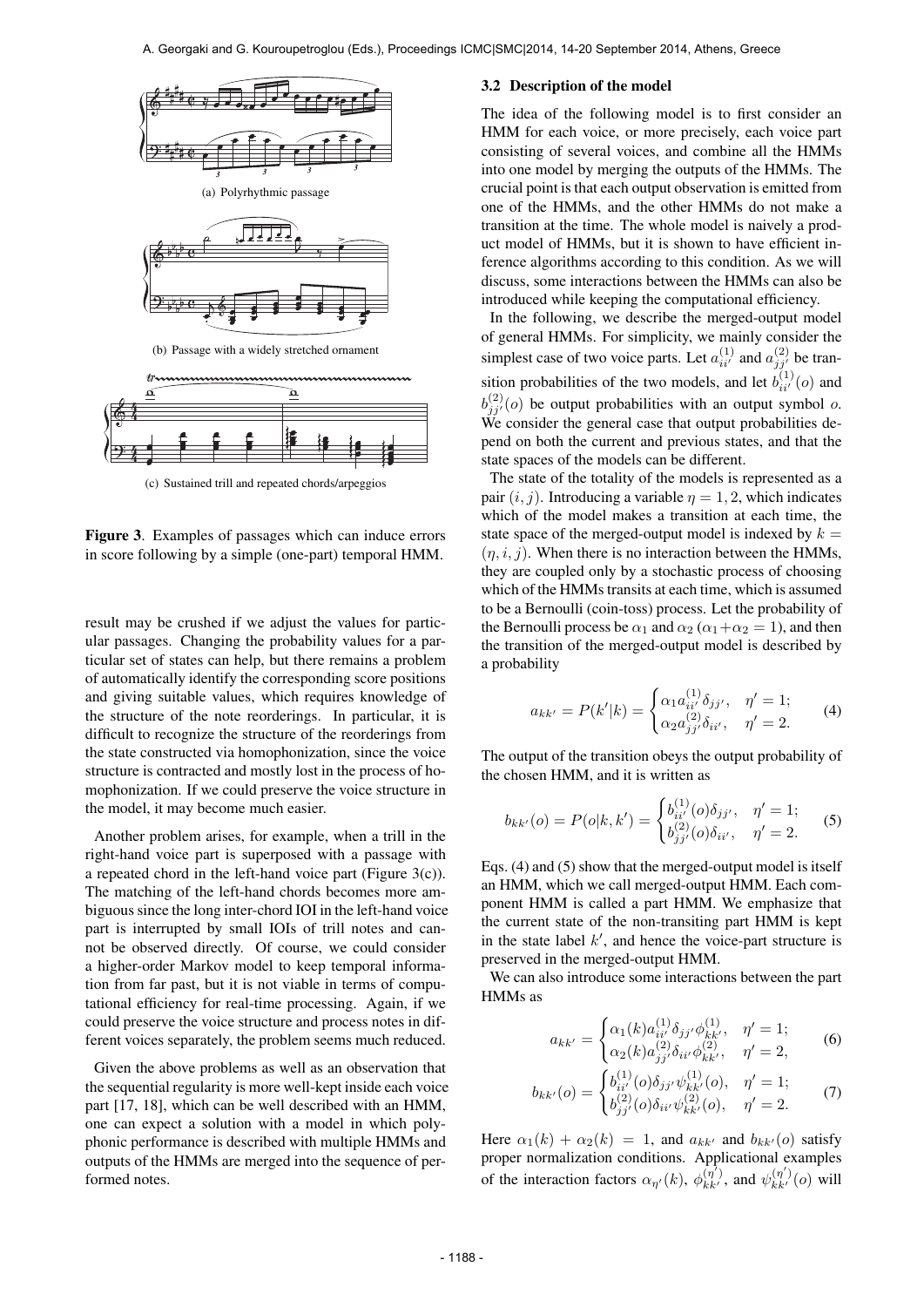(a) Polyrhythmic passage

(b) Passage with a widely stretched ornament

(c) Sustained trill and repeated chords/arpeggios

**Figure 3**. Examples of passages which can induce errors in score following by a simple (one-part) temporal HMM.

result may be crushed if we adjust the values for particular passages. Changing the probability values for a particular set of states can help, but there remains a problem of automatically identify the corresponding score positions and giving suitable values, which requires knowledge of the structure of the note reorderings. In particular, it is difficult to recognize the structure of the reorderings from the state constructed via homophonization, since the voice structure is contracted and mostly lost in the process of homophonization. If we could preserve the voice structure in the model, it may become much easier.

Another problem arises, for example, when a trill in the right-hand voice part is superposed with a passage with a repeated chord in the left-hand voice part (Figure 3(c)). The matching of the left-hand chords becomes more ambiguous since the long inter-chord IOI in the left-hand voice part is interrupted by small IOIs of trill notes and cannot be observed directly. Of course, we could consider a higher-order Markov model to keep temporal information from far past, but it is not viable in terms of computational efficiency for real-time processing. Again, if we could preserve the voice structure and process notes in different voices separately, the problem seems much reduced.

Given the above problems as well as an observation that the sequential regularity is more well-kept inside each voice part [17, 18], which can be well described with an HMM, one can expect a solution with a model in which polyphonic performance is described with multiple HMMs and outputs of the HMMs are merged into the sequence of performed notes.

### 3.2 Description of the model

The idea of the following model is to first consider an HMM for each voice, or more precisely, each voice part consisting of several voices, and combine all the HMMs into one model by merging the outputs of the HMMs. The crucial point is that each output observation is emitted from one of the HMMs, and the other HMMs do not make a transition at the time. The whole model is naively a product model of HMMs, but it is shown to have efficient inference algorithms according to this condition. As we will discuss, some interactions between the HMMs can also be introduced while keeping the computational efficiency.

In the following, we describe the merged-output model of general HMMs. For simplicity, we mainly consider the simplest case of two voice parts. Let $a^{(1)}_{ii'}$ and $a^{(2)}_{jj'}$ be transition probabilities of the two models, and let $b^{(1)}_{ii'}(o)$ and $b^{(2)}_{jj'}(o)$ be output probabilities with an output symbol $o$. We consider the general case that output probabilities depend on both the current and previous states, and that the state spaces of the models can be different.

The state of the totality of the models is represented as a pair $(i, j)$. Introducing a variable $\eta = 1, 2$, which indicates which of the model makes a transition at each time, the state space of the merged-output model is indexed by $k = (\eta, i, j)$. When there is no interaction between the HMMs, they are coupled only by a stochastic process of choosing which of the HMMs transits at each time, which is assumed to be a Bernoulli (coin-toss) process. Let the probability of the Bernoulli process be $\alpha_1$ and $\alpha_2$ ($\alpha_1 + \alpha_2 = 1$), and then the transition of the merged-output model is described by a probability

$$a_{kk'} = P(k'|k) = \begin{cases} \alpha_1 a^{(1)}_{ii'} \delta_{jj'}, & \eta' = 1; \\ \alpha_2 a^{(2)}_{jj'} \delta_{ii'}, & \eta' = 2. \end{cases} \tag{4}$$

The output of the transition obeys the output probability of the chosen HMM, and it is written as

$$b_{kk'}(o) = P(o|k, k') = \begin{cases} b^{(1)}_{ii'}(o) \delta_{jj'}, & \eta' = 1; \\ b^{(2)}_{jj'}(o) \delta_{ii'}, & \eta' = 2. \end{cases} \tag{5}$$

Eqs. (4) and (5) show that the merged-output model is itself an HMM, which we call merged-output HMM. Each component HMM is called a part HMM. We emphasize that the current state of the non-transiting part HMM is kept in the state label $k'$, and hence the voice-part structure is preserved in the merged-output HMM.

We can also introduce some interactions between the part HMMs as

$$a_{kk'} = \begin{cases} \alpha_1(k) a^{(1)}_{ii'} \delta_{jj'} \phi^{(1)}_{kk'}, & \eta' = 1; \\ \alpha_2(k) a^{(2)}_{jj'} \delta_{ii'} \phi^{(2)}_{kk'}, & \eta' = 2, \end{cases} \tag{6}$$

$$b_{kk'}(o) = \begin{cases} b^{(1)}_{ii'}(o) \delta_{jj'} \psi^{(1)}_{kk'}(o), & \eta' = 1; \\ b^{(2)}_{jj'}(o) \delta_{ii'} \psi^{(2)}_{kk'}(o), & \eta' = 2. \end{cases} \tag{7}$$

Here $\alpha_1(k) + \alpha_2(k) = 1$, and $a_{kk'}$ and $b_{kk'}(o)$ satisfy proper normalization conditions. Applicational examples of the interaction factors $\alpha_{\eta'}(k)$, $\phi^{(\eta')}_{kk'}$, and $\psi^{(\eta')}_{kk'}(o)$ will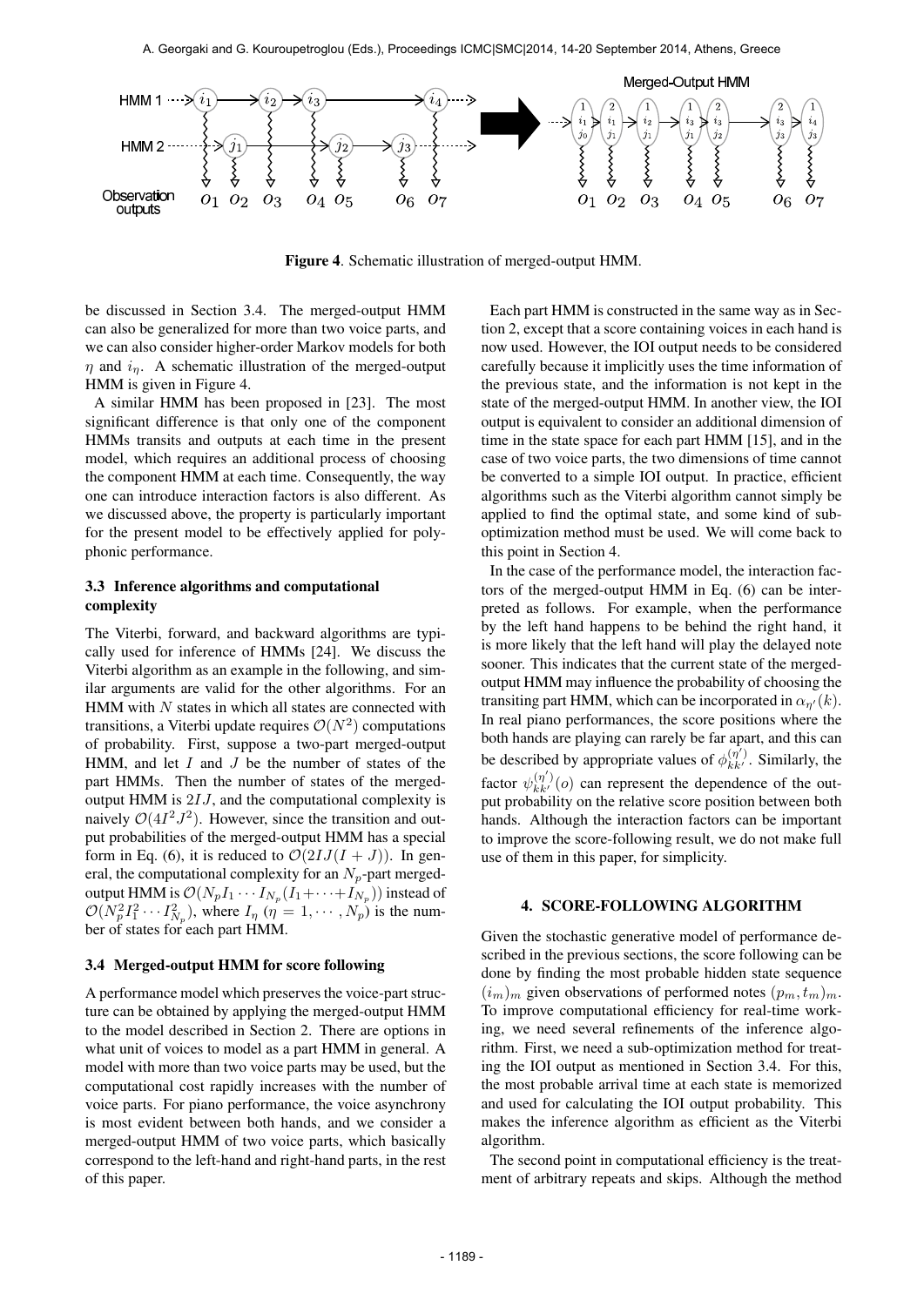**Figure 4**. Schematic illustration of merged-output HMM.

be discussed in Section 3.4. The merged-output HMM can also be generalized for more than two voice parts, and we can also consider higher-order Markov models for both $\eta$ and $i_\eta$. A schematic illustration of the merged-output HMM is given in Figure 4.

A similar HMM has been proposed in [23]. The most significant difference is that only one of the component HMMs transits and outputs at each time in the present model, which requires an additional process of choosing the component HMM at each time. Consequently, the way one can introduce interaction factors is also different. As we discussed above, the property is particularly important for the present model to be effectively applied for polyphonic performance.

### 3.3 Inference algorithms and computational complexity

The Viterbi, forward, and backward algorithms are typically used for inference of HMMs [24]. We discuss the Viterbi algorithm as an example in the following, and similar arguments are valid for the other algorithms. For an HMM with $N$ states in which all states are connected with transitions, a Viterbi update requires $\mathcal{O}(N^2)$ computations of probability. First, suppose a two-part merged-output HMM, and let $I$ and $J$ be the number of states of the part HMMs. Then the number of states of the merged-output HMM is $2IJ$, and the computational complexity is naively $\mathcal{O}(4I^2J^2)$. However, since the transition and output probabilities of the merged-output HMM has a special form in Eq. (6), it is reduced to $\mathcal{O}(2IJ(I+J))$. In general, the computational complexity for an $N_p$-part merged-output HMM is $\mathcal{O}(N_p I_1 \cdots I_{N_p}(I_1 + \cdots + I_{N_p}))$ instead of $\mathcal{O}(N_p^2 I_1^2 \cdots I_{N_p}^2)$, where $I_\eta$ ($\eta = 1, \cdots, N_p$) is the number of states for each part HMM.

### 3.4 Merged-output HMM for score following

A performance model which preserves the voice-part structure can be obtained by applying the merged-output HMM to the model described in Section 2. There are options in what unit of voices to model as a part HMM in general. A model with more than two voice parts may be used, but the computational cost rapidly increases with the number of voice parts. For piano performance, the voice asynchrony is most evident between both hands, and we consider a merged-output HMM of two voice parts, which basically correspond to the left-hand and right-hand parts, in the rest of this paper.

Each part HMM is constructed in the same way as in Section 2, except that a score containing voices in each hand is now used. However, the IOI output needs to be considered carefully because it implicitly uses the time information of the previous state, and the information is not kept in the state of the merged-output HMM. In another view, the IOI output is equivalent to consider an additional dimension of time in the state space for each part HMM [15], and in the case of two voice parts, the two dimensions of time cannot be converted to a simple IOI output. In practice, efficient algorithms such as the Viterbi algorithm cannot simply be applied to find the optimal state, and some kind of sub-optimization method must be used. We will come back to this point in Section 4.

In the case of the performance model, the interaction factors of the merged-output HMM in Eq. (6) can be interpreted as follows. For example, when the performance by the left hand happens to be behind the right hand, it is more likely that the left hand will play the delayed note sooner. This indicates that the current state of the merged-output HMM may influence the probability of choosing the transiting part HMM, which can be incorporated in $\alpha_{\eta'}(k)$. In real piano performances, the score positions where the both hands are playing can rarely be far apart, and this can be described by appropriate values of $\phi_{kk'}^{(\eta')}$. Similarly, the factor $\psi_{kk'}^{(\eta')}(o)$ can represent the dependence of the output probability on the relative score position between both hands. Although the interaction factors can be important to improve the score-following result, we do not make full use of them in this paper, for simplicity.

## 4. SCORE-FOLLOWING ALGORITHM

Given the stochastic generative model of performance described in the previous sections, the score following can be done by finding the most probable hidden state sequence $(i_m)_m$ given observations of performed notes $(p_m, t_m)_m$. To improve computational efficiency for real-time working, we need several refinements of the inference algorithm. First, we need a sub-optimization method for treating the IOI output as mentioned in Section 3.4. For this, the most probable arrival time at each state is memorized and used for calculating the IOI output probability. This makes the inference algorithm as efficient as the Viterbi algorithm.

The second point in computational efficiency is the treatment of arbitrary repeats and skips. Although the method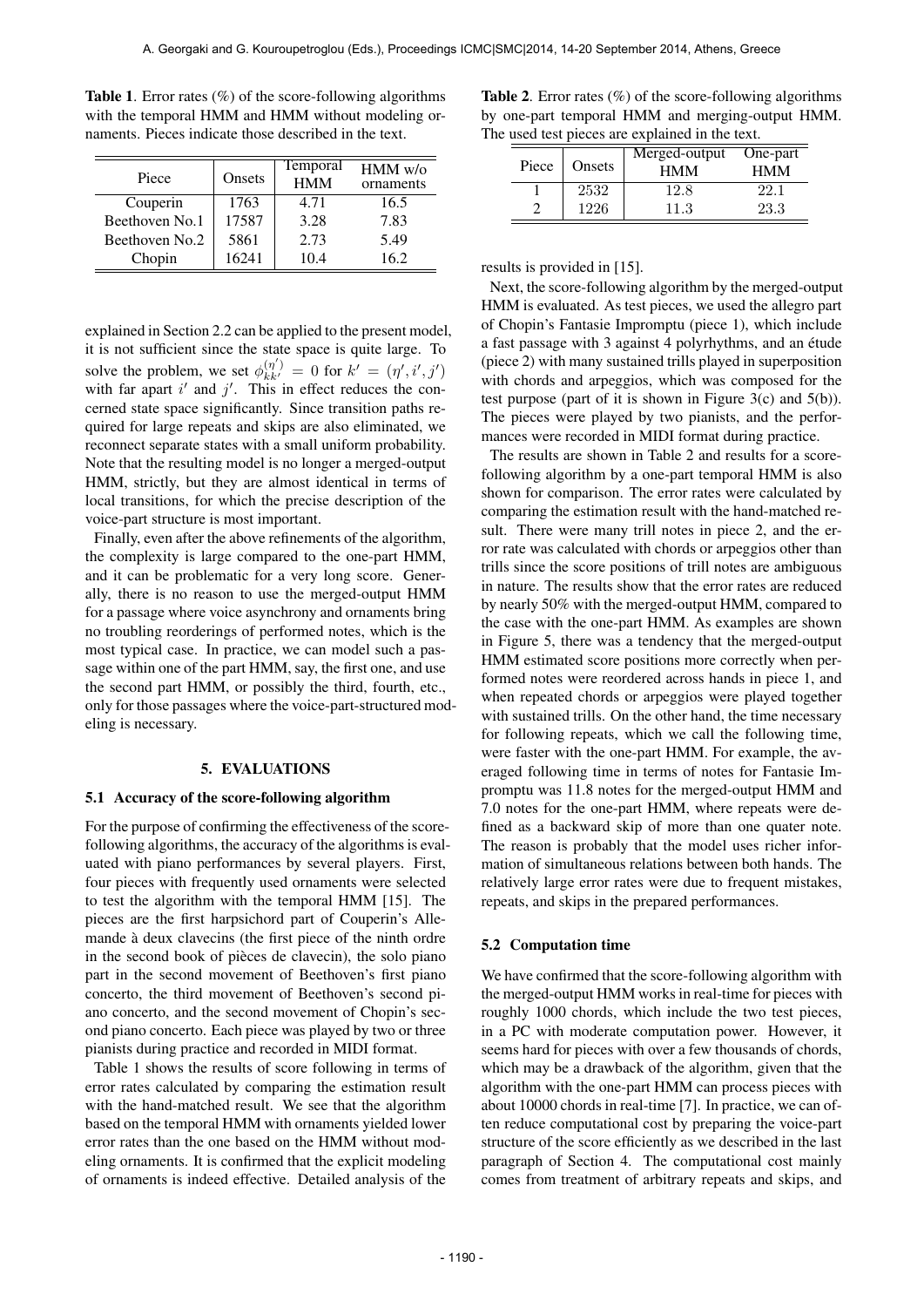**Table 1**. Error rates (%) of the score-following algorithms with the temporal HMM and HMM without modeling ornaments. Pieces indicate those described in the text.

| Piece | Onsets | Temporal HMM | HMM w/o ornaments |
|---|---|---|---|
| Couperin | 1763 | 4.71 | 16.5 |
| Beethoven No.1 | 17587 | 3.28 | 7.83 |
| Beethoven No.2 | 5861 | 2.73 | 5.49 |
| Chopin | 16241 | 10.4 | 16.2 |

explained in Section 2.2 can be applied to the present model, it is not sufficient since the state space is quite large. To solve the problem, we set $\phi^{(\eta')}_{kk'} = 0$ for $k' = (\eta', i', j')$ with far apart $i'$ and $j'$. This in effect reduces the concerned state space significantly. Since transition paths required for large repeats and skips are also eliminated, we reconnect separate states with a small uniform probability. Note that the resulting model is no longer a merged-output HMM, strictly, but they are almost identical in terms of local transitions, for which the precise description of the voice-part structure is most important.

Finally, even after the above refinements of the algorithm, the complexity is large compared to the one-part HMM, and it can be problematic for a very long score. Generally, there is no reason to use the merged-output HMM for a passage where voice asynchrony and ornaments bring no troubling reorderings of performed notes, which is the most typical case. In practice, we can model such a passage within one of the part HMM, say, the first one, and use the second part HMM, or possibly the third, fourth, etc., only for those passages where the voice-part-structured modeling is necessary.

## 5. EVALUATIONS

### 5.1 Accuracy of the score-following algorithm

For the purpose of confirming the effectiveness of the score-following algorithms, the accuracy of the algorithms is evaluated with piano performances by several players. First, four pieces with frequently used ornaments were selected to test the algorithm with the temporal HMM [15]. The pieces are the first harpsichord part of Couperin's Allemande à deux clavecins (the first piece of the ninth ordre in the second book of pièces de clavecin), the solo piano part in the second movement of Beethoven's first piano concerto, the third movement of Beethoven's second piano concerto, and the second movement of Chopin's second piano concerto. Each piece was played by two or three pianists during practice and recorded in MIDI format.

Table 1 shows the results of score following in terms of error rates calculated by comparing the estimation result with the hand-matched result. We see that the algorithm based on the temporal HMM with ornaments yielded lower error rates than the one based on the HMM without modeling ornaments. It is confirmed that the explicit modeling of ornaments is indeed effective. Detailed analysis of the results is provided in [15].

**Table 2**. Error rates (%) of the score-following algorithms by one-part temporal HMM and merging-output HMM. The used test pieces are explained in the text.

| Piece | Onsets | Merged-output HMM | One-part HMM |
|---|---|---|---|
| 1 | 2532 | 12.8 | 22.1 |
| 2 | 1226 | 11.3 | 23.3 |

Next, the score-following algorithm by the merged-output HMM is evaluated. As test pieces, we used the allegro part of Chopin's Fantasie Impromptu (piece 1), which include a fast passage with 3 against 4 polyrhythms, and an étude (piece 2) with many sustained trills played in superposition with chords and arpeggios, which was composed for the test purpose (part of it is shown in Figure 3(c) and 5(b)). The pieces were played by two pianists, and the performances were recorded in MIDI format during practice.

The results are shown in Table 2 and results for a score-following algorithm by a one-part temporal HMM is also shown for comparison. The error rates were calculated by comparing the estimation result with the hand-matched result. There were many trill notes in piece 2, and the error rate was calculated with chords or arpeggios other than trills since the score positions of trill notes are ambiguous in nature. The results show that the error rates are reduced by nearly 50% with the merged-output HMM, compared to the case with the one-part HMM. As examples are shown in Figure 5, there was a tendency that the merged-output HMM estimated score positions more correctly when performed notes were reordered across hands in piece 1, and when repeated chords or arpeggios were played together with sustained trills. On the other hand, the time necessary for following repeats, which we call the following time, were faster with the one-part HMM. For example, the averaged following time in terms of notes for Fantasie Impromptu was 11.8 notes for the merged-output HMM and 7.0 notes for the one-part HMM, where repeats were defined as a backward skip of more than one quater note. The reason is probably that the model uses richer information of simultaneous relations between both hands. The relatively large error rates were due to frequent mistakes, repeats, and skips in the prepared performances.

### 5.2 Computation time

We have confirmed that the score-following algorithm with the merged-output HMM works in real-time for pieces with roughly 1000 chords, which include the two test pieces, in a PC with moderate computation power. However, it seems hard for pieces with over a few thousands of chords, which may be a drawback of the algorithm, given that the algorithm with the one-part HMM can process pieces with about 10000 chords in real-time [7]. In practice, we can often reduce computational cost by preparing the voice-part structure of the score efficiently as we described in the last paragraph of Section 4. The computational cost mainly comes from treatment of arbitrary repeats and skips, and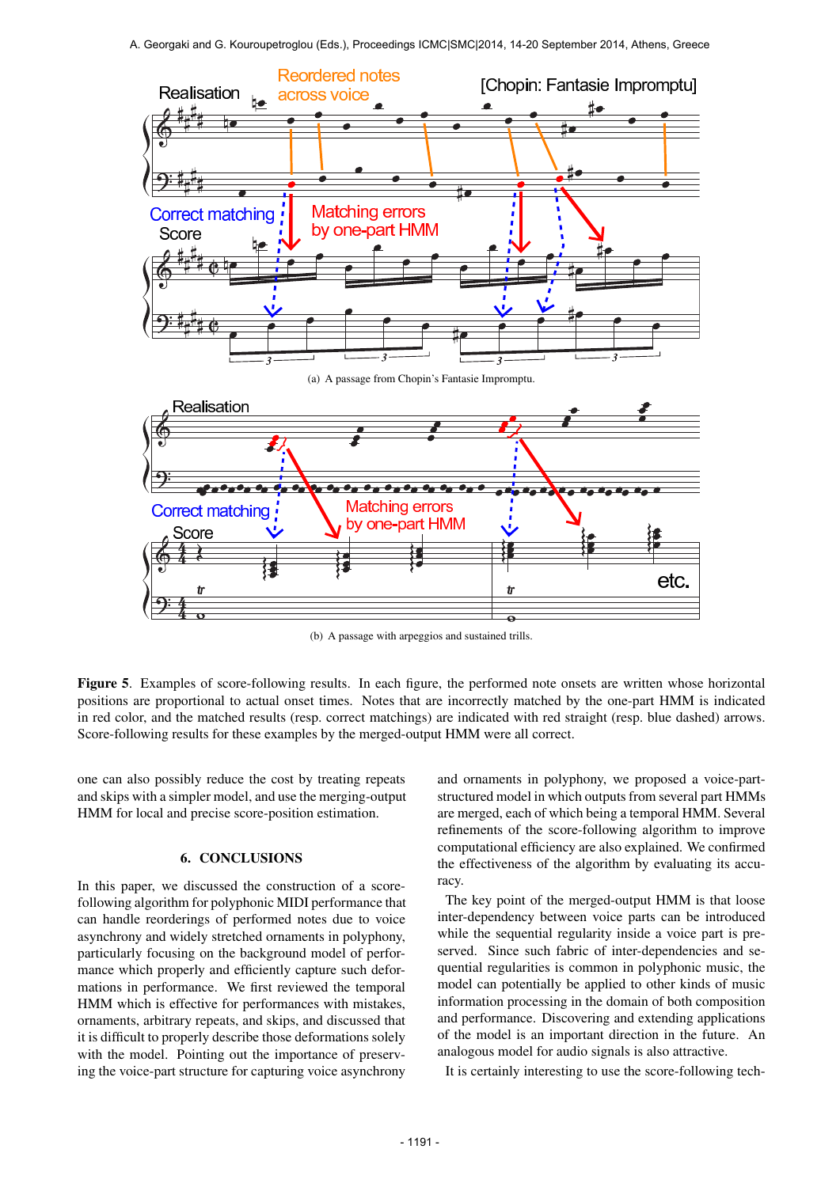(a) A passage from Chopin's Fantasie Impromptu.

(b) A passage with arpeggios and sustained trills.

**Figure 5**. Examples of score-following results. In each figure, the performed note onsets are written whose horizontal positions are proportional to actual onset times. Notes that are incorrectly matched by the one-part HMM is indicated in red color, and the matched results (resp. correct matchings) are indicated with red straight (resp. blue dashed) arrows. Score-following results for these examples by the merged-output HMM were all correct.

one can also possibly reduce the cost by treating repeats and skips with a simpler model, and use the merging-output HMM for local and precise score-position estimation.

## 6. CONCLUSIONS

In this paper, we discussed the construction of a score-following algorithm for polyphonic MIDI performance that can handle reorderings of performed notes due to voice asynchrony and widely stretched ornaments in polyphony, particularly focusing on the background model of performance which properly and efficiently capture such deformations in performance. We first reviewed the temporal HMM which is effective for performances with mistakes, ornaments, arbitrary repeats, and skips, and discussed that it is difficult to properly describe those deformations solely with the model. Pointing out the importance of preserving the voice-part structure for capturing voice asynchrony and ornaments in polyphony, we proposed a voice-part-structured model in which outputs from several part HMMs are merged, each of which being a temporal HMM. Several refinements of the score-following algorithm to improve computational efficiency are also explained. We confirmed the effectiveness of the algorithm by evaluating its accuracy.

The key point of the merged-output HMM is that loose inter-dependency between voice parts can be introduced while the sequential regularity inside a voice part is preserved. Since such fabric of inter-dependencies and sequential regularities is common in polyphonic music, the model can potentially be applied to other kinds of music information processing in the domain of both composition and performance. Discovering and extending applications of the model is an important direction in the future. An analogous model for audio signals is also attractive.

It is certainly interesting to use the score-following tech-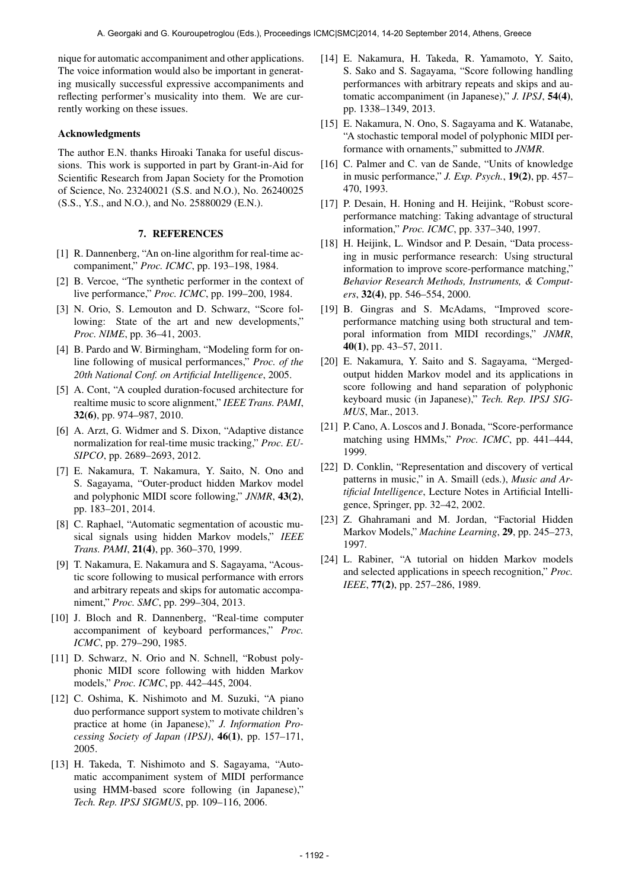nique for automatic accompaniment and other applications. The voice information would also be important in generating musically successful expressive accompaniments and reflecting performer's musicality into them. We are currently working on these issues.

### Acknowledgments

The author E.N. thanks Hiroaki Tanaka for useful discussions. This work is supported in part by Grant-in-Aid for Scientific Research from Japan Society for the Promotion of Science, No. 23240021 (S.S. and N.O.), No. 26240025 (S.S., Y.S., and N.O.), and No. 25880029 (E.N.).

## 7. REFERENCES

[1] R. Dannenberg, "An on-line algorithm for real-time accompaniment," *Proc. ICMC*, pp. 193–198, 1984.

[2] B. Vercoe, "The synthetic performer in the context of live performance," *Proc. ICMC*, pp. 199–200, 1984.

[3] N. Orio, S. Lemouton and D. Schwarz, "Score following: State of the art and new developments," *Proc. NIME*, pp. 36–41, 2003.

[4] B. Pardo and W. Birmingham, "Modeling form for online following of musical performances," *Proc. of the 20th National Conf. on Artificial Intelligence*, 2005.

[5] A. Cont, "A coupled duration-focused architecture for realtime music to score alignment," *IEEE Trans. PAMI*, **32(6)**, pp. 974–987, 2010.

[6] A. Arzt, G. Widmer and S. Dixon, "Adaptive distance normalization for real-time music tracking," *Proc. EUSIPCO*, pp. 2689–2693, 2012.

[7] E. Nakamura, T. Nakamura, Y. Saito, N. Ono and S. Sagayama, "Outer-product hidden Markov model and polyphonic MIDI score following," *JNMR*, **43(2)**, pp. 183–201, 2014.

[8] C. Raphael, "Automatic segmentation of acoustic musical signals using hidden Markov models," *IEEE Trans. PAMI*, **21(4)**, pp. 360–370, 1999.

[9] T. Nakamura, E. Nakamura and S. Sagayama, "Acoustic score following to musical performance with errors and arbitrary repeats and skips for automatic accompaniment," *Proc. SMC*, pp. 299–304, 2013.

[10] J. Bloch and R. Dannenberg, "Real-time computer accompaniment of keyboard performances," *Proc. ICMC*, pp. 279–290, 1985.

[11] D. Schwarz, N. Orio and N. Schnell, "Robust polyphonic MIDI score following with hidden Markov models," *Proc. ICMC*, pp. 442–445, 2004.

[12] C. Oshima, K. Nishimoto and M. Suzuki, "A piano duo performance support system to motivate children's practice at home (in Japanese)," *J. Information Processing Society of Japan (IPSJ)*, **46(1)**, pp. 157–171, 2005.

[13] H. Takeda, T. Nishimoto and S. Sagayama, "Automatic accompaniment system of MIDI performance using HMM-based score following (in Japanese)," *Tech. Rep. IPSJ SIGMUS*, pp. 109–116, 2006.

[14] E. Nakamura, H. Takeda, R. Yamamoto, Y. Saito, S. Sako and S. Sagayama, "Score following handling performances with arbitrary repeats and skips and automatic accompaniment (in Japanese)," *J. IPSJ*, **54(4)**, pp. 1338–1349, 2013.

[15] E. Nakamura, N. Ono, S. Sagayama and K. Watanabe, "A stochastic temporal model of polyphonic MIDI performance with ornaments," submitted to *JNMR*.

[16] C. Palmer and C. van de Sande, "Units of knowledge in music performance," *J. Exp. Psych.*, **19(2)**, pp. 457–470, 1993.

[17] P. Desain, H. Honing and H. Heijink, "Robust score-performance matching: Taking advantage of structural information," *Proc. ICMC*, pp. 337–340, 1997.

[18] H. Heijink, L. Windsor and P. Desain, "Data processing in music performance research: Using structural information to improve score-performance matching," *Behavior Research Methods, Instruments, & Computers*, **32(4)**, pp. 546–554, 2000.

[19] B. Gingras and S. McAdams, "Improved score-performance matching using both structural and temporal information from MIDI recordings," *JNMR*, **40(1)**, pp. 43–57, 2011.

[20] E. Nakamura, Y. Saito and S. Sagayama, "Merged-output hidden Markov model and its applications in score following and hand separation of polyphonic keyboard music (in Japanese)," *Tech. Rep. IPSJ SIGMUS*, Mar., 2013.

[21] P. Cano, A. Loscos and J. Bonada, "Score-performance matching using HMMs," *Proc. ICMC*, pp. 441–444, 1999.

[22] D. Conklin, "Representation and discovery of vertical patterns in music," in A. Smaill (eds.), *Music and Artificial Intelligence*, Lecture Notes in Artificial Intelligence, Springer, pp. 32–42, 2002.

[23] Z. Ghahramani and M. Jordan, "Factorial Hidden Markov Models," *Machine Learning*, **29**, pp. 245–273, 1997.

[24] L. Rabiner, "A tutorial on hidden Markov models and selected applications in speech recognition," *Proc. IEEE*, **77(2)**, pp. 257–286, 1989.